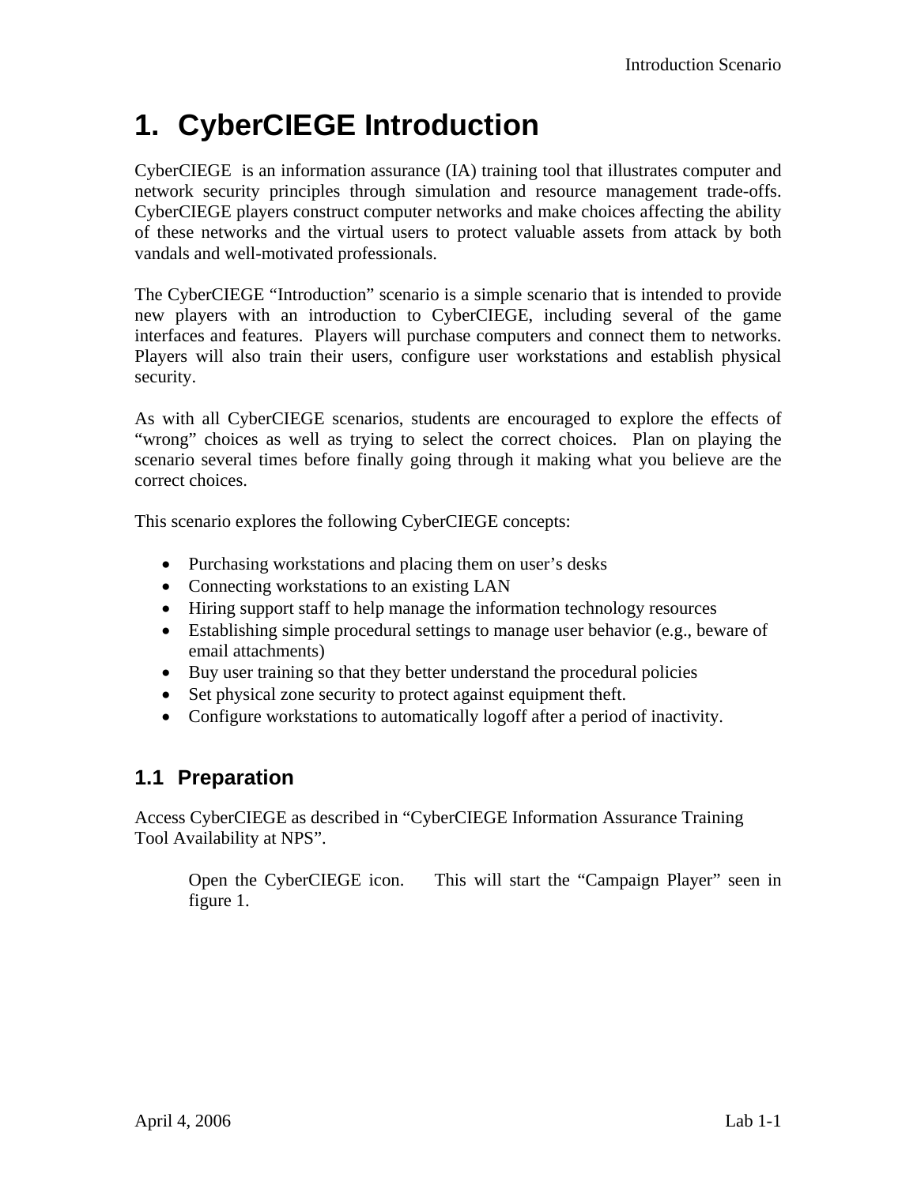# 1. CyberCIEGE Introduction

CyberCIEGE is an information assurance (IA) training tool that illustrates computer and network security principles through simulation and resource management trade-offs. CyberCIEGE players construct computer networks and make choices affecting the ability of these networks and the virtual users to protect valuable assets from attack by both vandals and well-motivated professionals.

The CyberCIEGE "Introduction" scenario is a simple scenario that is intended to provide new players with an introduction to CyberCIEGE, including several of the game interfaces and features. Players will purchase computers and connect them to networks. Players will also train their users, configure user workstations and establish physical security.

As with all CyberCIEGE scenarios, students are encouraged to explore the effects of "wrong" choices as well as trying to select the correct choices. Plan on playing the scenario several times before finally going through it making what you believe are the correct choices.

This scenario explores the following CyberCIEGE concepts:

- Purchasing workstations and placing them on user's desks
- Connecting workstations to an existing LAN
- Hiring support staff to help manage the information technology resources
- Establishing simple procedural settings to manage user behavior (e.g., beware of email attachments)
- Buy user training so that they better understand the procedural policies
- Set physical zone security to protect against equipment theft.
- Configure workstations to automatically logoff after a period of inactivity.

## 1.1 Preparation

Access CyberCIEGE as described in "CyberCIEGE Information Assurance Training Tool Availability at NPS".

Open the CyberCIEGE icon. This will start the "Campaign Player" seen in figure 1.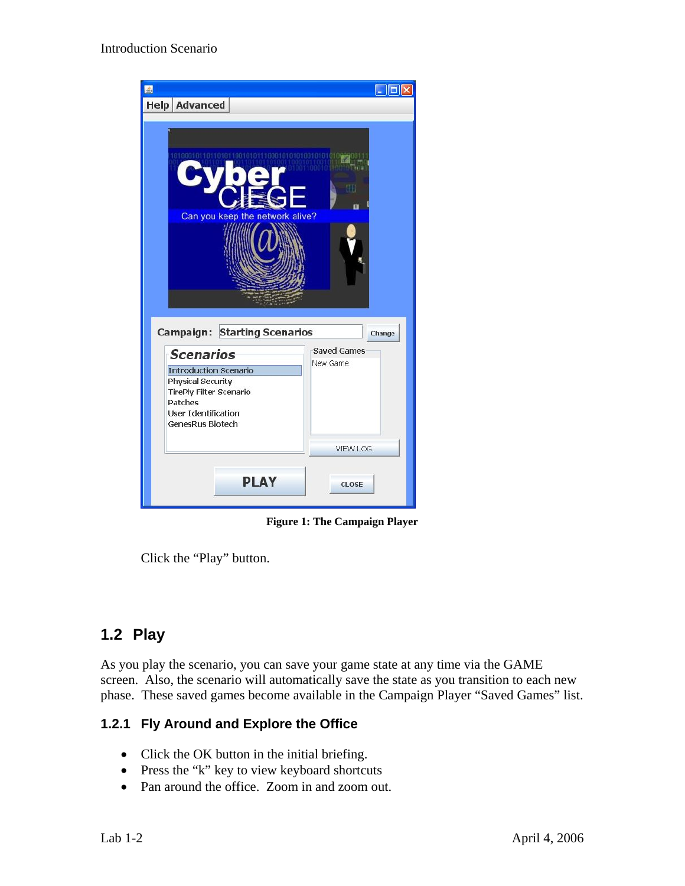Figure 1: The Campaign Player

Click the "Play" button.

## 1.2 Play

As you play the scenario, you can save your game state at any time via the GAME screen. Also, the scenario will automatically save the state as you transition to each new phase. These saved games become available in the Campaign Player "Saved Games" list.

### 1.2.1 Fly Around and Explore the Office

- Click the OK button in the initial briefing.
- Press the "k" key to view keyboard shortcuts
- Pan around the office. Zoom in and zoom out.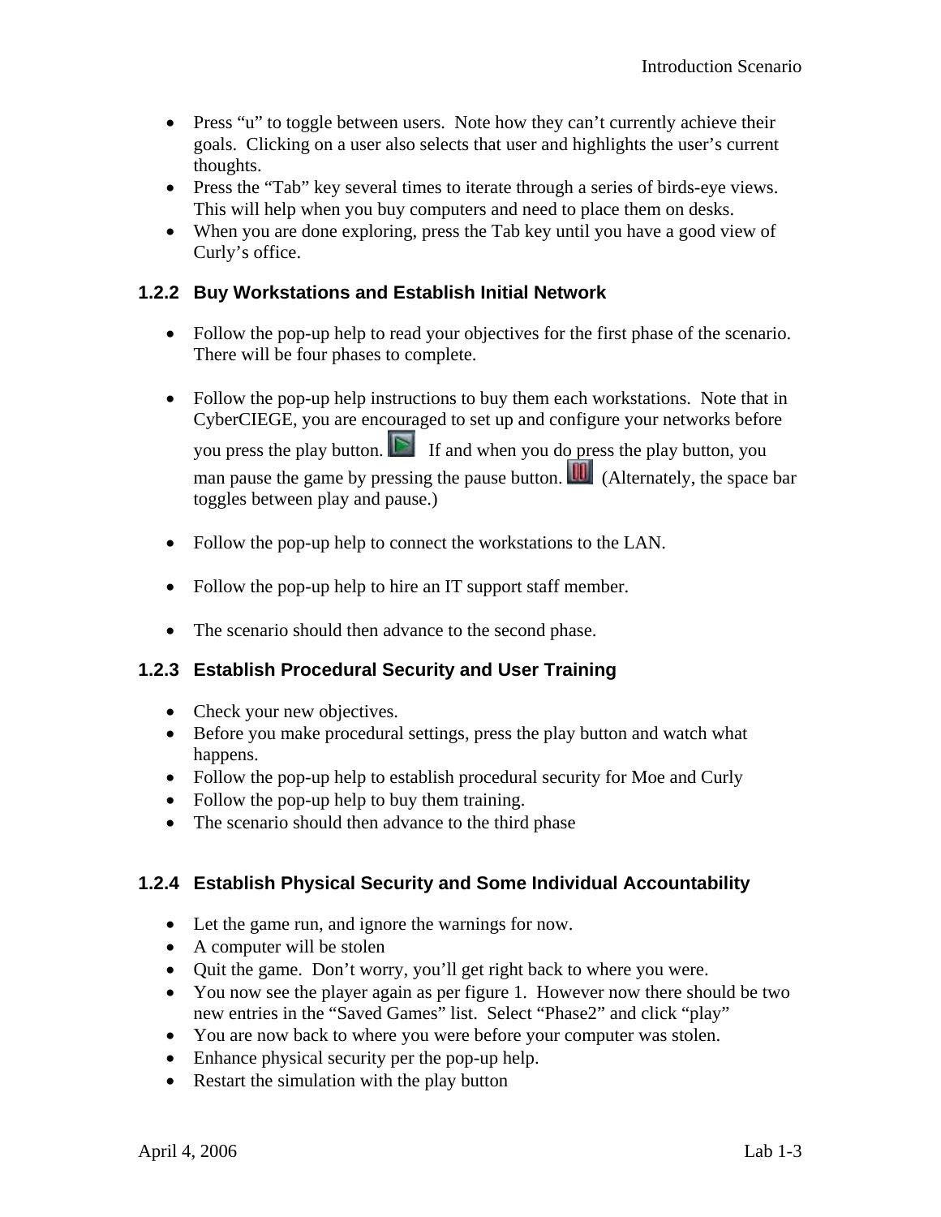- Press "u" to toggle between users. Note how they can't currently achieve their goals. Clicking on a user also selects that user and highlights the user's current thoughts.
- Press the "Tab" key several times to iterate through a series of birds-eye views. This will help when you buy computers and need to place them on desks.
- When you are done exploring, press the Tab key until you have a good view of Curly's office.

### 1.2.2 Buy Workstations and Establish Initial Network

- Follow the pop-up help to read your objectives for the first phase of the scenario. There will be four phases to complete.

- Follow the pop-up help instructions to buy them each workstations. Note that in CyberCIEGE, you are encouraged to set up and configure your networks before you press the play button. If and when you do press the play button, you man pause the game by pressing the pause button. (Alternately, the space bar toggles between play and pause.)

- Follow the pop-up help to connect the workstations to the LAN.

- Follow the pop-up help to hire an IT support staff member.

- The scenario should then advance to the second phase.

### 1.2.3 Establish Procedural Security and User Training

- Check your new objectives.
- Before you make procedural settings, press the play button and watch what happens.
- Follow the pop-up help to establish procedural security for Moe and Curly
- Follow the pop-up help to buy them training.
- The scenario should then advance to the third phase

### 1.2.4 Establish Physical Security and Some Individual Accountability

- Let the game run, and ignore the warnings for now.
- A computer will be stolen
- Quit the game. Don't worry, you'll get right back to where you were.
- You now see the player again as per figure 1. However now there should be two new entries in the "Saved Games" list. Select "Phase2" and click "play"
- You are now back to where you were before your computer was stolen.
- Enhance physical security per the pop-up help.
- Restart the simulation with the play button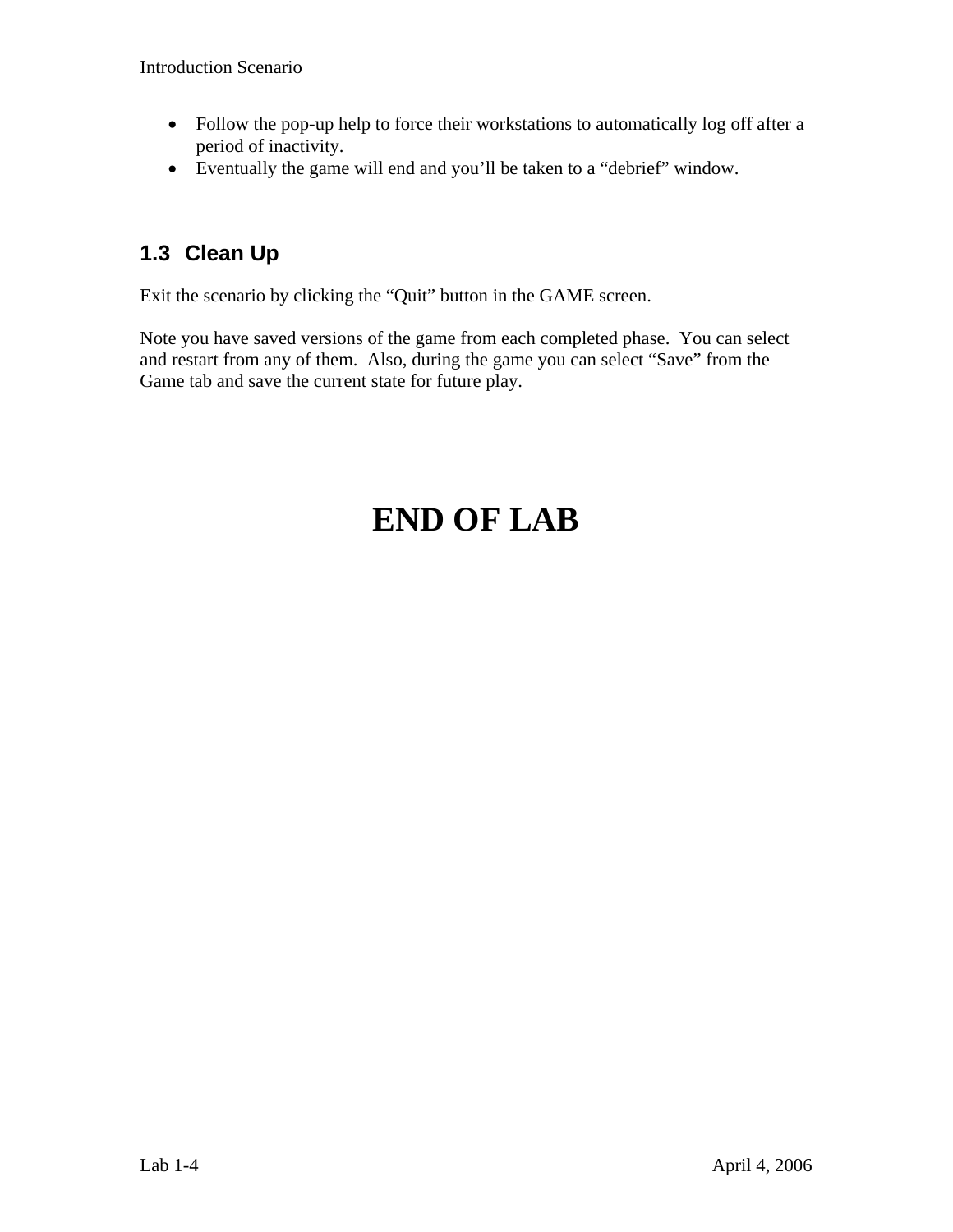- Follow the pop-up help to force their workstations to automatically log off after a period of inactivity.
- Eventually the game will end and you'll be taken to a "debrief" window.

## 1.3 Clean Up

Exit the scenario by clicking the "Quit" button in the GAME screen.

Note you have saved versions of the game from each completed phase. You can select and restart from any of them. Also, during the game you can select "Save" from the Game tab and save the current state for future play.

# END OF LAB